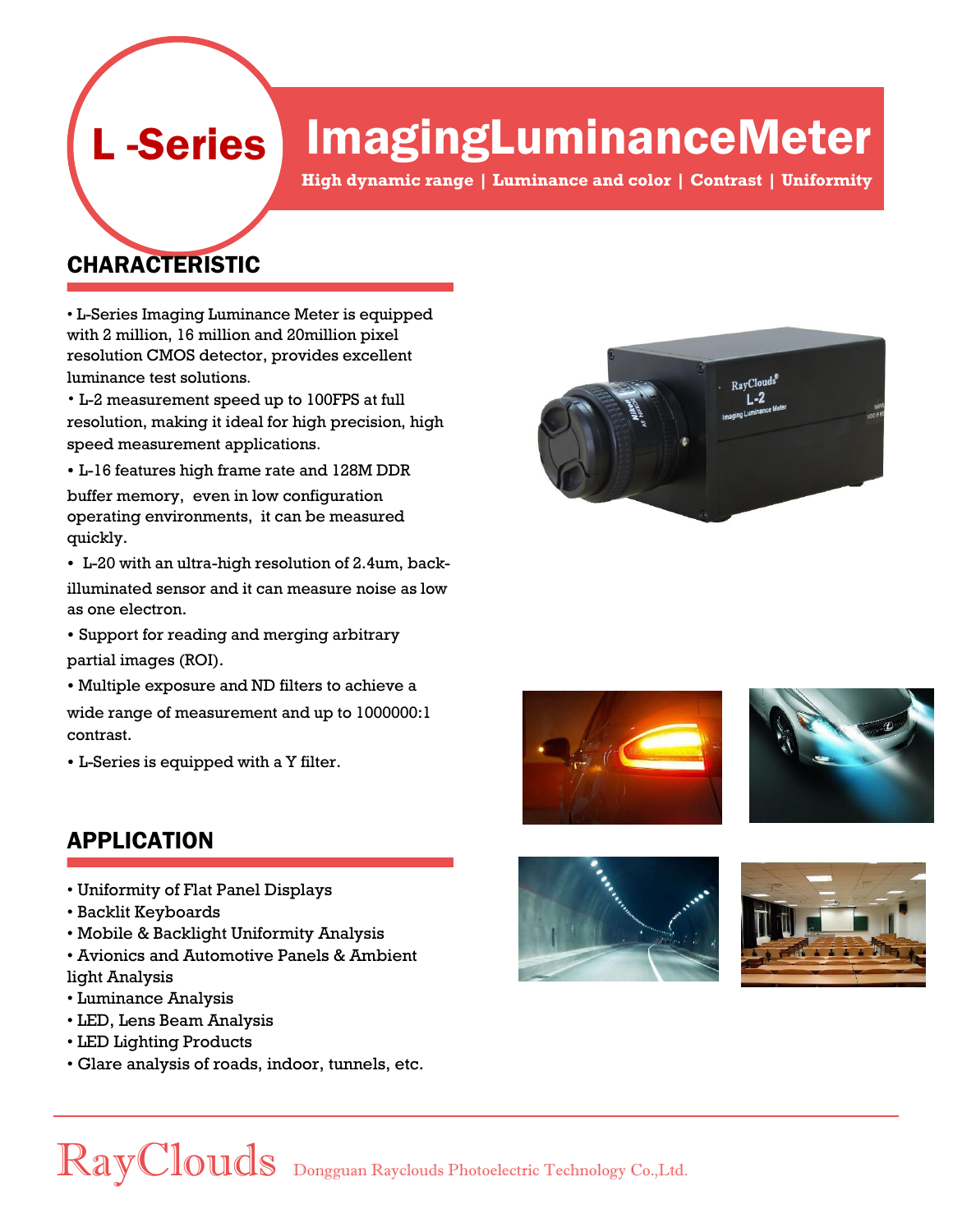# L -Series ImagingLuminanceMeter

**High dynamic range | Luminance and color | Contrast | Uniformity**

## CHARACTERISTIC

- L-Series Imaging Luminance Meter is equipped with 2 million, 16 million and 20million pixel resolution CMOS detector, provides excellent luminance test solutions.
- L-2 measurement speed up to 100FPS at full resolution, making it ideal for high precision, high speed measurement applications.
- L-16 features high frame rate and 128M DDR buffer memory, even in low configuration operating environments, it can be measured quickly.
- L-20 with an ultra-high resolution of 2.4um, back-illuminated sensor and it can measure noise as low as one electron.
- Support for reading and merging arbitrary partial images (ROI).
- Multiple exposure and ND filters to achieve a wide range of measurement and up to 1000000:1 contrast.
- L-Series is equipped with a Y filter.

## APPLICATION

- Uniformity of Flat Panel Displays
- Backlit Keyboards
- Mobile & Backlight Uniformity Analysis
- Avionics and Automotive Panels & Ambient light Analysis
- Luminance Analysis
- LED, Lens Beam Analysis
- LED Lighting Products
- Glare analysis of roads, indoor, tunnels, etc.

RayClouds Dongguan Rayclouds Photoelectric Technology Co.,Ltd.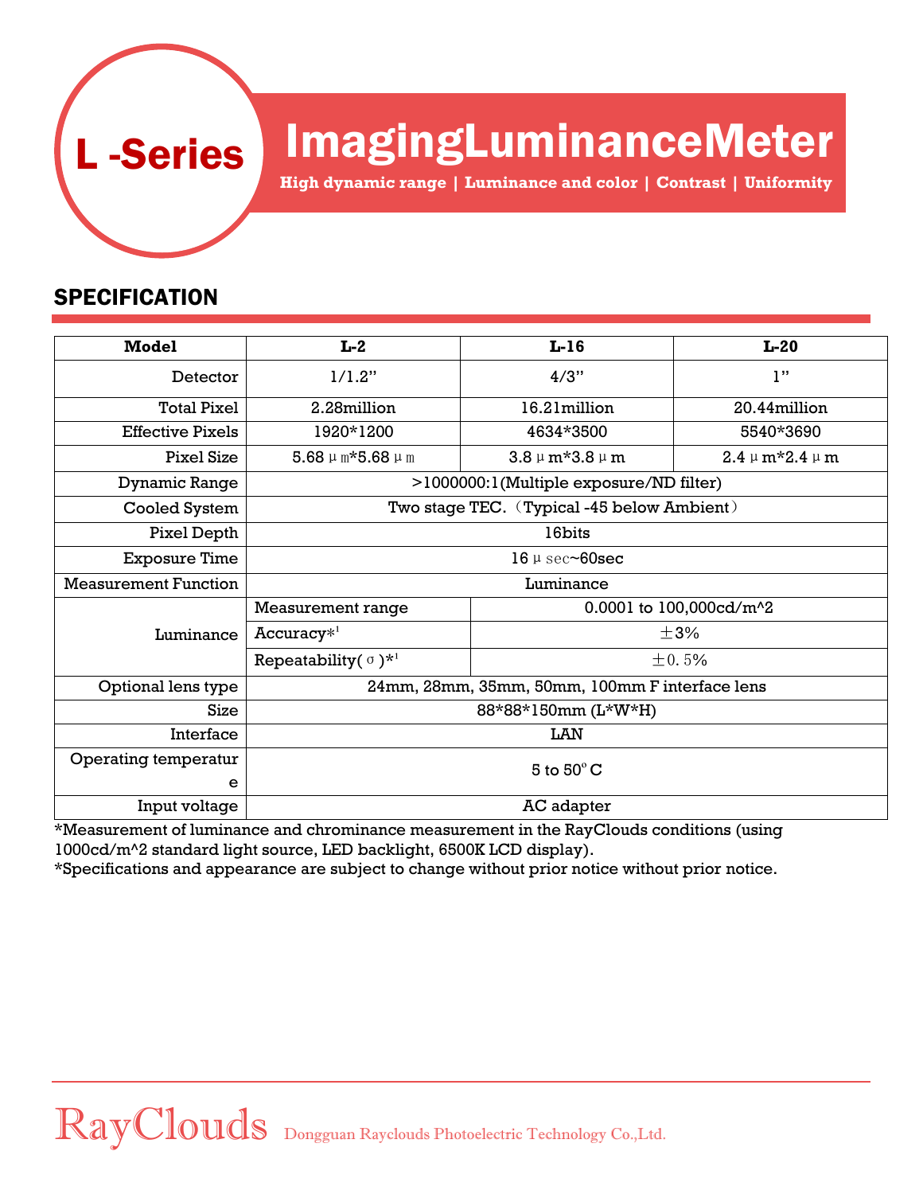# L -Series

## ImagingLuminanceMeter

**High dynamic range | Luminance and color | Contrast | Uniformity**

## SPECIFICATION

| Model | | L-2 | L-16 | L-20 |
|---|---|---|---|---|
| Detector | | 1/1.2" | 4/3" | 1" |
| Total Pixel | | 2.28million | 16.21million | 20.44million |
| Effective Pixels | | 1920*1200 | 4634*3500 | 5540*3690 |
| Pixel Size | | 5.68μm*5.68μm | 3.8μm*3.8μm | 2.4μm*2.4μm |
| Dynamic Range | | >1000000:1(Multiple exposure/ND filter) | | |
| Cooled System | | Two stage TEC.（Typical -45 below Ambient） | | |
| Pixel Depth | | 16bits | | |
| Exposure Time | | 16μsec~60sec | | |
| Measurement Function | | Luminance | | |
| Luminance | Measurement range | 0.0001 to 100,000cd/m^2 | | |
| | Accuracy*[1] | ±3% | | |
| | Repeatability(σ)*[1] | ±0.5% | | |
| Optional lens type | | 24mm, 28mm, 35mm, 50mm, 100mm F interface lens | | |
| Size | | 88*88*150mm (L*W*H) | | |
| Interface | | LAN | | |
| Operating temperature | | 5 to 50°C | | |
| Input voltage | | AC adapter | | |

*Measurement of luminance and chrominance measurement in the RayClouds conditions (using 1000cd/m^2 standard light source, LED backlight, 6500K LCD display).

*Specifications and appearance are subject to change without prior notice without prior notice.

RayClouds Dongguan Rayclouds Photoelectric Technology Co.,Ltd.